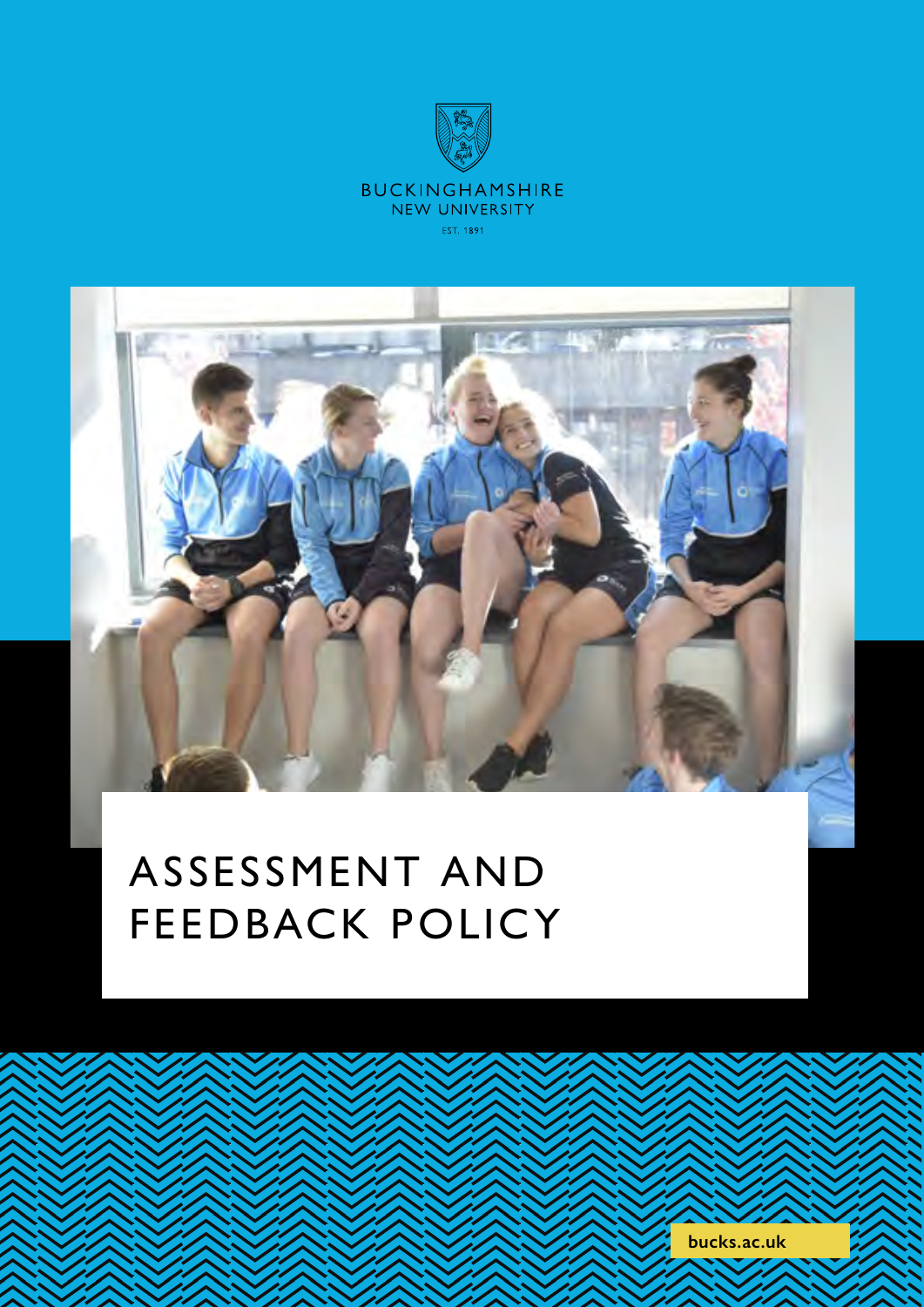BUCKINGHAMSHIRE
NEW UNIVERSITY
EST. 1891

# ASSESSMENT AND FEEDBACK POLICY

bucks.ac.uk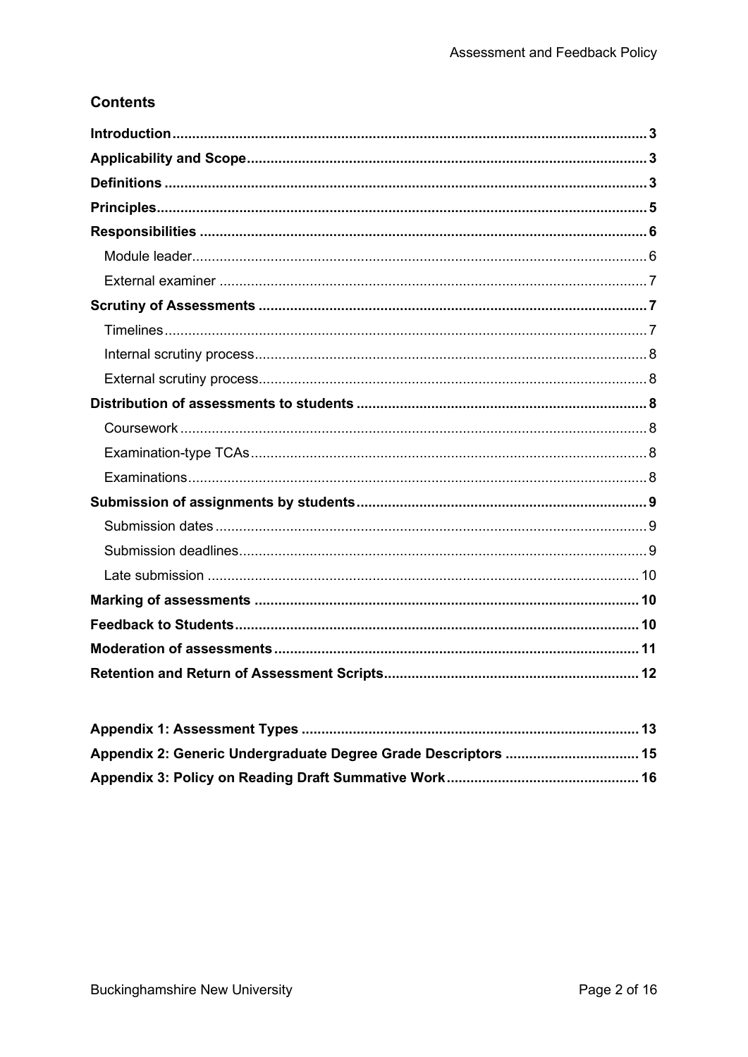## Contents

**Introduction** ... **3**
**Applicability and Scope** ... **3**
**Definitions** ... **3**
**Principles** ... **5**
**Responsibilities** ... **6**
- Module leader ... 6
- External examiner ... 7

**Scrutiny of Assessments** ... **7**
- Timelines ... 7
- Internal scrutiny process ... 8
- External scrutiny process ... 8

**Distribution of assessments to students** ... **8**
- Coursework ... 8
- Examination-type TCAs ... 8
- Examinations ... 8

**Submission of assignments by students** ... **9**
- Submission dates ... 9
- Submission deadlines ... 9
- Late submission ... 10

**Marking of assessments** ... **10**
**Feedback to Students** ... **10**
**Moderation of assessments** ... **11**
**Retention and Return of Assessment Scripts** ... **12**

**Appendix 1: Assessment Types** ... **13**
**Appendix 2: Generic Undergraduate Degree Grade Descriptors** ... **15**
**Appendix 3: Policy on Reading Draft Summative Work** ... **16**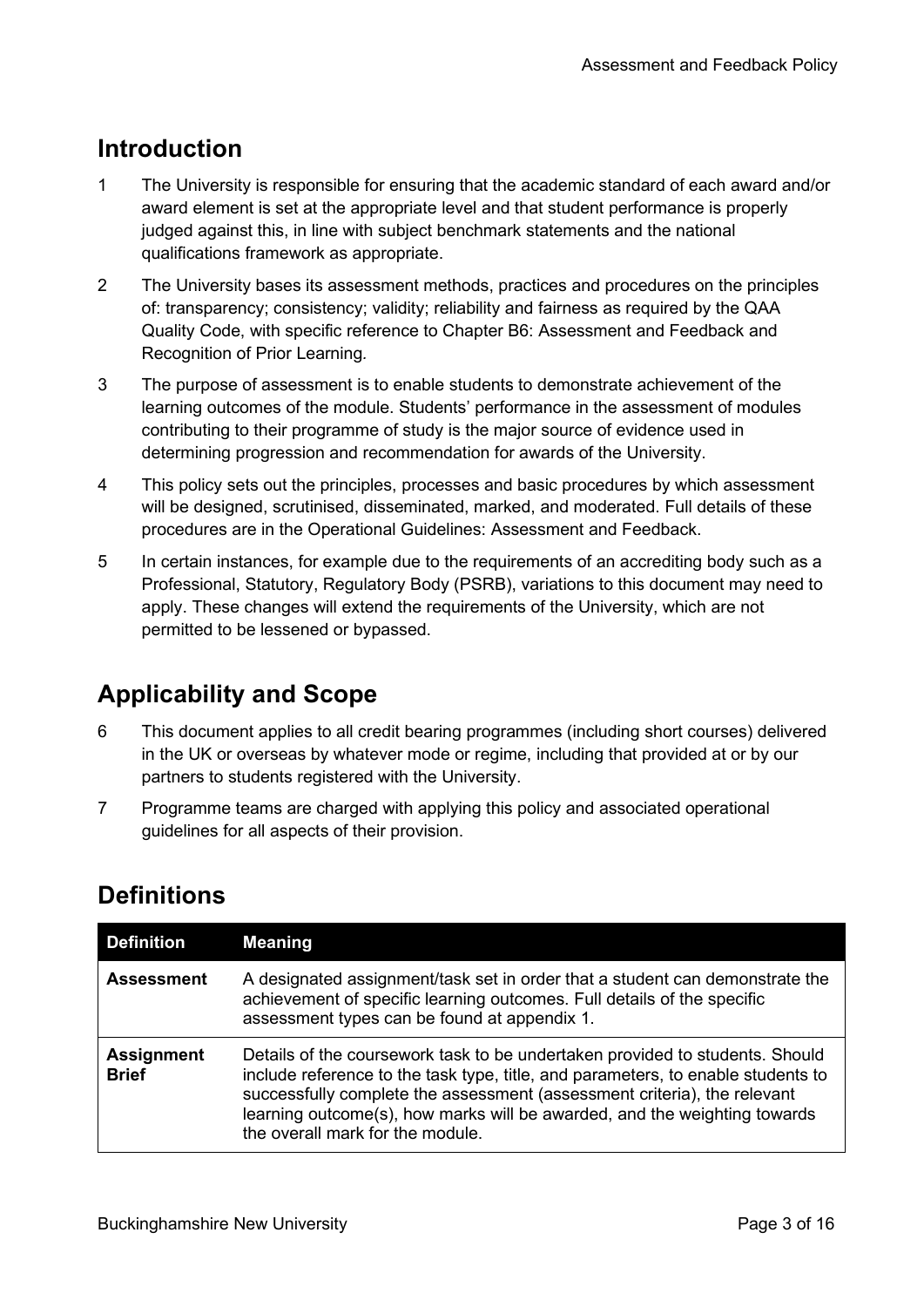## Introduction

1 The University is responsible for ensuring that the academic standard of each award and/or award element is set at the appropriate level and that student performance is properly judged against this, in line with subject benchmark statements and the national qualifications framework as appropriate.

2 The University bases its assessment methods, practices and procedures on the principles of: transparency; consistency; validity; reliability and fairness as required by the QAA Quality Code, with specific reference to Chapter B6: Assessment and Feedback and Recognition of Prior Learning.

3 The purpose of assessment is to enable students to demonstrate achievement of the learning outcomes of the module. Students' performance in the assessment of modules contributing to their programme of study is the major source of evidence used in determining progression and recommendation for awards of the University.

4 This policy sets out the principles, processes and basic procedures by which assessment will be designed, scrutinised, disseminated, marked, and moderated. Full details of these procedures are in the Operational Guidelines: Assessment and Feedback.

5 In certain instances, for example due to the requirements of an accrediting body such as a Professional, Statutory, Regulatory Body (PSRB), variations to this document may need to apply. These changes will extend the requirements of the University, which are not permitted to be lessened or bypassed.

## Applicability and Scope

6 This document applies to all credit bearing programmes (including short courses) delivered in the UK or overseas by whatever mode or regime, including that provided at or by our partners to students registered with the University.

7 Programme teams are charged with applying this policy and associated operational guidelines for all aspects of their provision.

## Definitions

| Definition | Meaning |
|---|---|
| **Assessment** | A designated assignment/task set in order that a student can demonstrate the achievement of specific learning outcomes. Full details of the specific assessment types can be found at appendix 1. |
| **Assignment Brief** | Details of the coursework task to be undertaken provided to students. Should include reference to the task type, title, and parameters, to enable students to successfully complete the assessment (assessment criteria), the relevant learning outcome(s), how marks will be awarded, and the weighting towards the overall mark for the module. |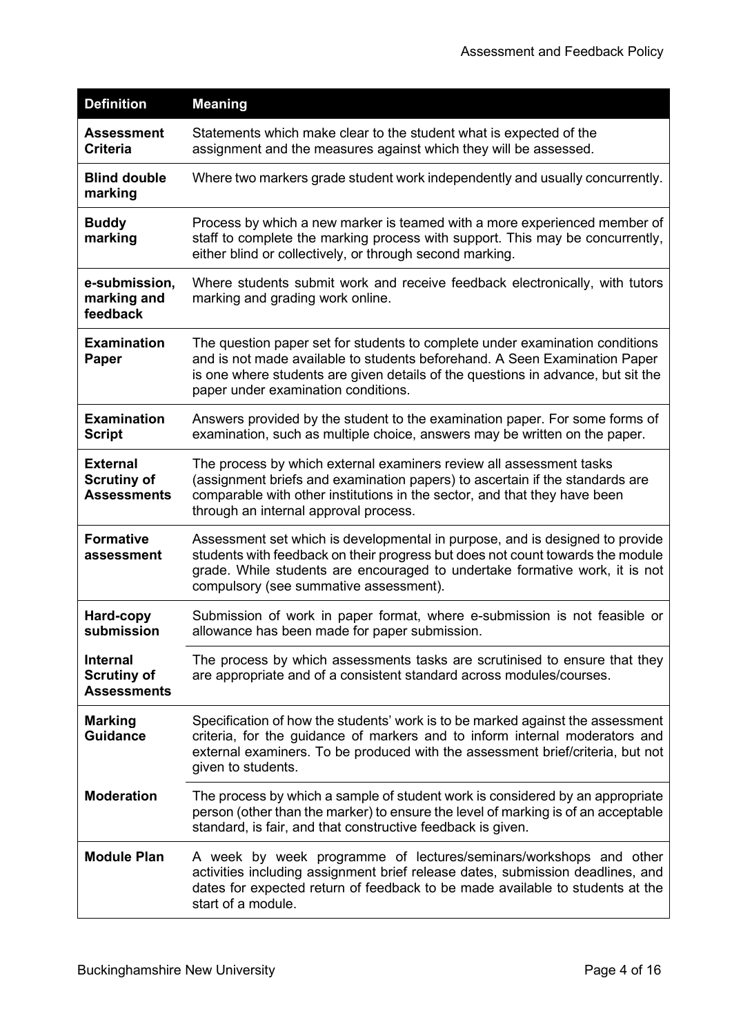| Definition | Meaning |
|---|---|
| **Assessment Criteria** | Statements which make clear to the student what is expected of the assignment and the measures against which they will be assessed. |
| **Blind double marking** | Where two markers grade student work independently and usually concurrently. |
| **Buddy marking** | Process by which a new marker is teamed with a more experienced member of staff to complete the marking process with support. This may be concurrently, either blind or collectively, or through second marking. |
| **e-submission, marking and feedback** | Where students submit work and receive feedback electronically, with tutors marking and grading work online. |
| **Examination Paper** | The question paper set for students to complete under examination conditions and is not made available to students beforehand. A Seen Examination Paper is one where students are given details of the questions in advance, but sit the paper under examination conditions. |
| **Examination Script** | Answers provided by the student to the examination paper. For some forms of examination, such as multiple choice, answers may be written on the paper. |
| **External Scrutiny of Assessments** | The process by which external examiners review all assessment tasks (assignment briefs and examination papers) to ascertain if the standards are comparable with other institutions in the sector, and that they have been through an internal approval process. |
| **Formative assessment** | Assessment set which is developmental in purpose, and is designed to provide students with feedback on their progress but does not count towards the module grade. While students are encouraged to undertake formative work, it is not compulsory (see summative assessment). |
| **Hard-copy submission** | Submission of work in paper format, where e-submission is not feasible or allowance has been made for paper submission. |
| **Internal Scrutiny of Assessments** | The process by which assessments tasks are scrutinised to ensure that they are appropriate and of a consistent standard across modules/courses. |
| **Marking Guidance** | Specification of how the students' work is to be marked against the assessment criteria, for the guidance of markers and to inform internal moderators and external examiners. To be produced with the assessment brief/criteria, but not given to students. |
| **Moderation** | The process by which a sample of student work is considered by an appropriate person (other than the marker) to ensure the level of marking is of an acceptable standard, is fair, and that constructive feedback is given. |
| **Module Plan** | A week by week programme of lectures/seminars/workshops and other activities including assignment brief release dates, submission deadlines, and dates for expected return of feedback to be made available to students at the start of a module. |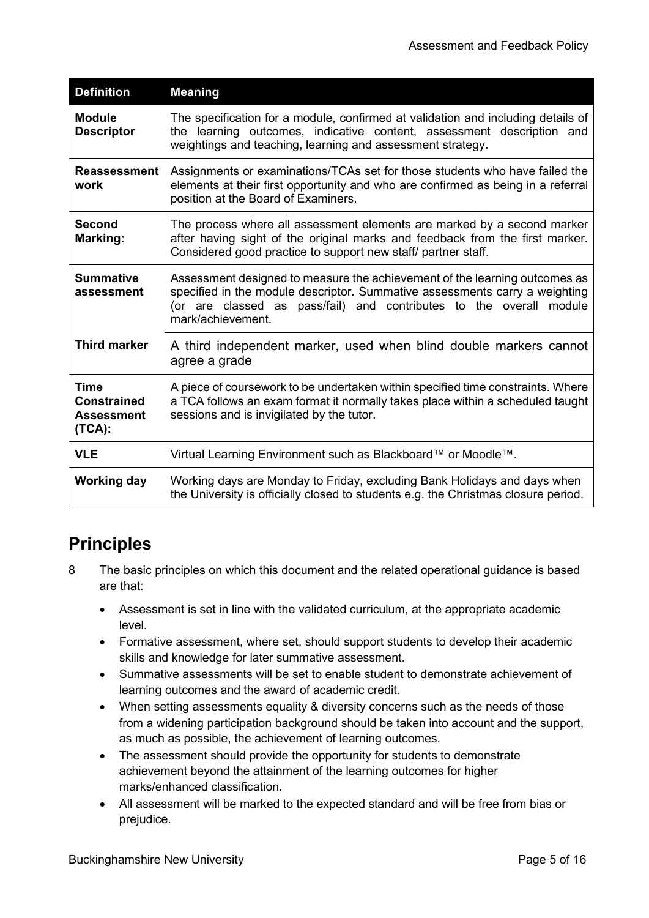| Definition | Meaning |
|---|---|
| **Module Descriptor** | The specification for a module, confirmed at validation and including details of the learning outcomes, indicative content, assessment description and weightings and teaching, learning and assessment strategy. |
| **Reassessment work** | Assignments or examinations/TCAs set for those students who have failed the elements at their first opportunity and who are confirmed as being in a referral position at the Board of Examiners. |
| **Second Marking:** | The process where all assessment elements are marked by a second marker after having sight of the original marks and feedback from the first marker. Considered good practice to support new staff/ partner staff. |
| **Summative assessment** | Assessment designed to measure the achievement of the learning outcomes as specified in the module descriptor. Summative assessments carry a weighting (or are classed as pass/fail) and contributes to the overall module mark/achievement. |
| **Third marker** | A third independent marker, used when blind double markers cannot agree a grade |
| **Time Constrained Assessment (TCA):** | A piece of coursework to be undertaken within specified time constraints. Where a TCA follows an exam format it normally takes place within a scheduled taught sessions and is invigilated by the tutor. |
| **VLE** | Virtual Learning Environment such as Blackboard™ or Moodle™. |
| **Working day** | Working days are Monday to Friday, excluding Bank Holidays and days when the University is officially closed to students e.g. the Christmas closure period. |

## Principles

8 The basic principles on which this document and the related operational guidance is based are that:

- Assessment is set in line with the validated curriculum, at the appropriate academic level.
- Formative assessment, where set, should support students to develop their academic skills and knowledge for later summative assessment.
- Summative assessments will be set to enable student to demonstrate achievement of learning outcomes and the award of academic credit.
- When setting assessments equality & diversity concerns such as the needs of those from a widening participation background should be taken into account and the support, as much as possible, the achievement of learning outcomes.
- The assessment should provide the opportunity for students to demonstrate achievement beyond the attainment of the learning outcomes for higher marks/enhanced classification.
- All assessment will be marked to the expected standard and will be free from bias or prejudice.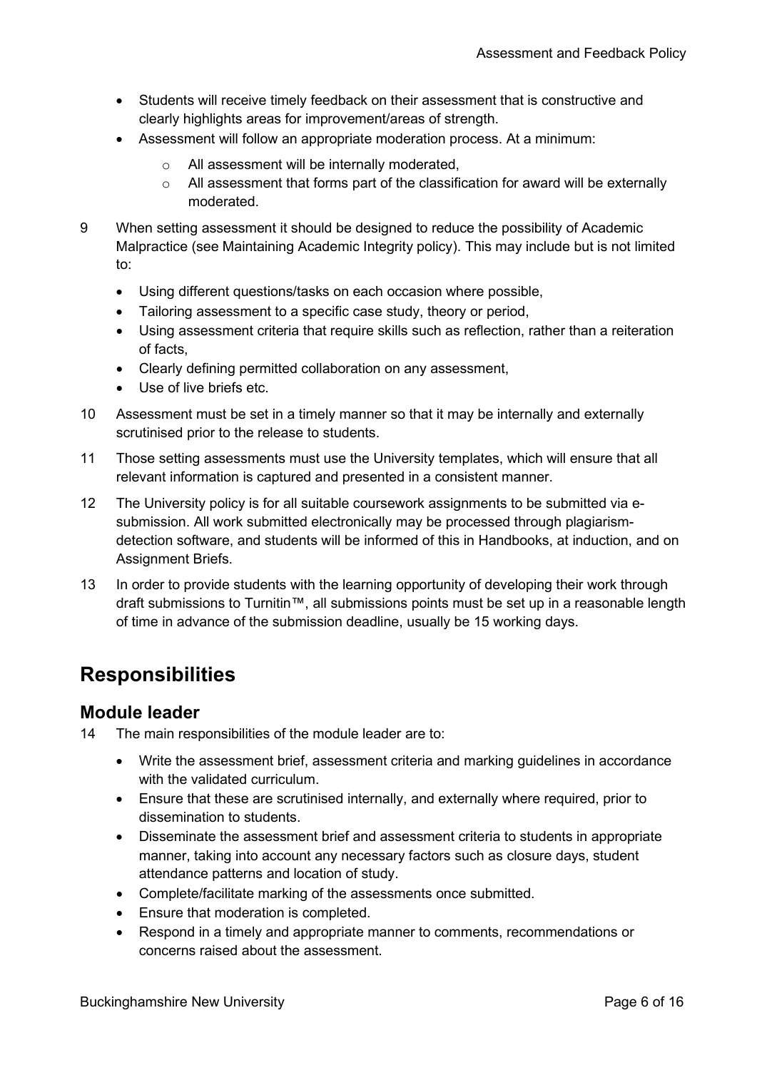- Students will receive timely feedback on their assessment that is constructive and clearly highlights areas for improvement/areas of strength.
- Assessment will follow an appropriate moderation process. At a minimum:
  - All assessment will be internally moderated,
  - All assessment that forms part of the classification for award will be externally moderated.

9 When setting assessment it should be designed to reduce the possibility of Academic Malpractice (see Maintaining Academic Integrity policy). This may include but is not limited to:

- Using different questions/tasks on each occasion where possible,
- Tailoring assessment to a specific case study, theory or period,
- Using assessment criteria that require skills such as reflection, rather than a reiteration of facts,
- Clearly defining permitted collaboration on any assessment,
- Use of live briefs etc.

10 Assessment must be set in a timely manner so that it may be internally and externally scrutinised prior to the release to students.

11 Those setting assessments must use the University templates, which will ensure that all relevant information is captured and presented in a consistent manner.

12 The University policy is for all suitable coursework assignments to be submitted via e-submission. All work submitted electronically may be processed through plagiarism-detection software, and students will be informed of this in Handbooks, at induction, and on Assignment Briefs.

13 In order to provide students with the learning opportunity of developing their work through draft submissions to Turnitin™, all submissions points must be set up in a reasonable length of time in advance of the submission deadline, usually be 15 working days.

# Responsibilities

## Module leader

14 The main responsibilities of the module leader are to:

- Write the assessment brief, assessment criteria and marking guidelines in accordance with the validated curriculum.
- Ensure that these are scrutinised internally, and externally where required, prior to dissemination to students.
- Disseminate the assessment brief and assessment criteria to students in appropriate manner, taking into account any necessary factors such as closure days, student attendance patterns and location of study.
- Complete/facilitate marking of the assessments once submitted.
- Ensure that moderation is completed.
- Respond in a timely and appropriate manner to comments, recommendations or concerns raised about the assessment.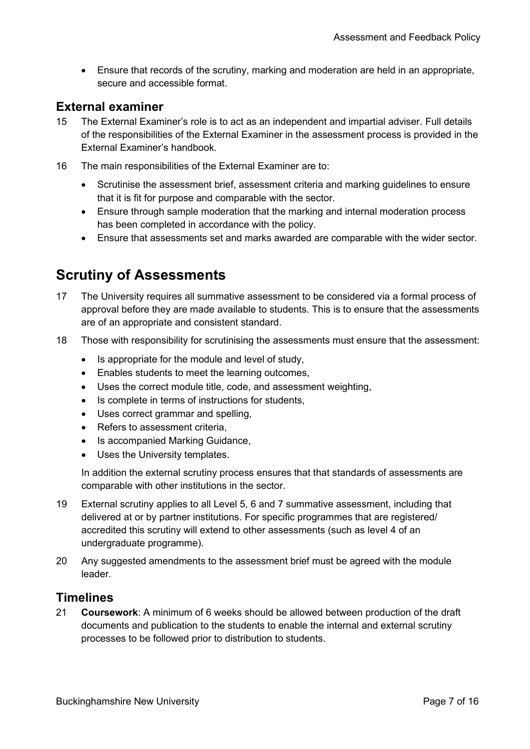- Ensure that records of the scrutiny, marking and moderation are held in an appropriate, secure and accessible format.

### External examiner

15 The External Examiner's role is to act as an independent and impartial adviser. Full details of the responsibilities of the External Examiner in the assessment process is provided in the External Examiner's handbook.

16 The main responsibilities of the External Examiner are to:

- Scrutinise the assessment brief, assessment criteria and marking guidelines to ensure that it is fit for purpose and comparable with the sector.
- Ensure through sample moderation that the marking and internal moderation process has been completed in accordance with the policy.
- Ensure that assessments set and marks awarded are comparable with the wider sector.

## Scrutiny of Assessments

17 The University requires all summative assessment to be considered via a formal process of approval before they are made available to students. This is to ensure that the assessments are of an appropriate and consistent standard.

18 Those with responsibility for scrutinising the assessments must ensure that the assessment:

- Is appropriate for the module and level of study,
- Enables students to meet the learning outcomes,
- Uses the correct module title, code, and assessment weighting,
- Is complete in terms of instructions for students,
- Uses correct grammar and spelling,
- Refers to assessment criteria,
- Is accompanied Marking Guidance,
- Uses the University templates.

In addition the external scrutiny process ensures that that standards of assessments are comparable with other institutions in the sector.

19 External scrutiny applies to all Level 5, 6 and 7 summative assessment, including that delivered at or by partner institutions. For specific programmes that are registered/ accredited this scrutiny will extend to other assessments (such as level 4 of an undergraduate programme).

20 Any suggested amendments to the assessment brief must be agreed with the module leader.

### Timelines

21 **Coursework**: A minimum of 6 weeks should be allowed between production of the draft documents and publication to the students to enable the internal and external scrutiny processes to be followed prior to distribution to students.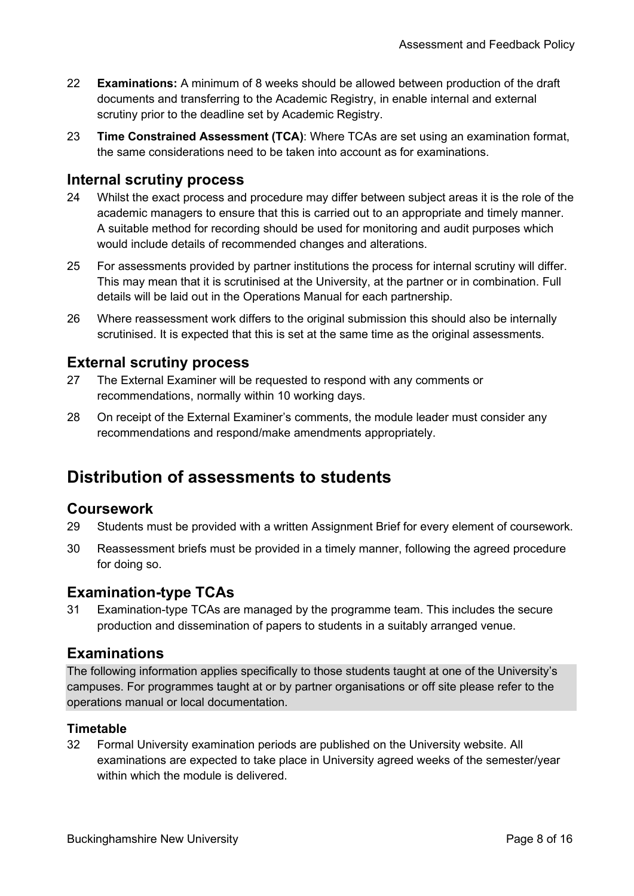22 **Examinations:** A minimum of 8 weeks should be allowed between production of the draft documents and transferring to the Academic Registry, in enable internal and external scrutiny prior to the deadline set by Academic Registry.

23 **Time Constrained Assessment (TCA)**: Where TCAs are set using an examination format, the same considerations need to be taken into account as for examinations.

### Internal scrutiny process

24 Whilst the exact process and procedure may differ between subject areas it is the role of the academic managers to ensure that this is carried out to an appropriate and timely manner. A suitable method for recording should be used for monitoring and audit purposes which would include details of recommended changes and alterations.

25 For assessments provided by partner institutions the process for internal scrutiny will differ. This may mean that it is scrutinised at the University, at the partner or in combination. Full details will be laid out in the Operations Manual for each partnership.

26 Where reassessment work differs to the original submission this should also be internally scrutinised. It is expected that this is set at the same time as the original assessments.

### External scrutiny process

27 The External Examiner will be requested to respond with any comments or recommendations, normally within 10 working days.

28 On receipt of the External Examiner's comments, the module leader must consider any recommendations and respond/make amendments appropriately.

## Distribution of assessments to students

### Coursework

29 Students must be provided with a written Assignment Brief for every element of coursework.

30 Reassessment briefs must be provided in a timely manner, following the agreed procedure for doing so.

### Examination-type TCAs

31 Examination-type TCAs are managed by the programme team. This includes the secure production and dissemination of papers to students in a suitably arranged venue.

### Examinations

The following information applies specifically to those students taught at one of the University's campuses. For programmes taught at or by partner organisations or off site please refer to the operations manual or local documentation.

#### Timetable

32 Formal University examination periods are published on the University website. All examinations are expected to take place in University agreed weeks of the semester/year within which the module is delivered.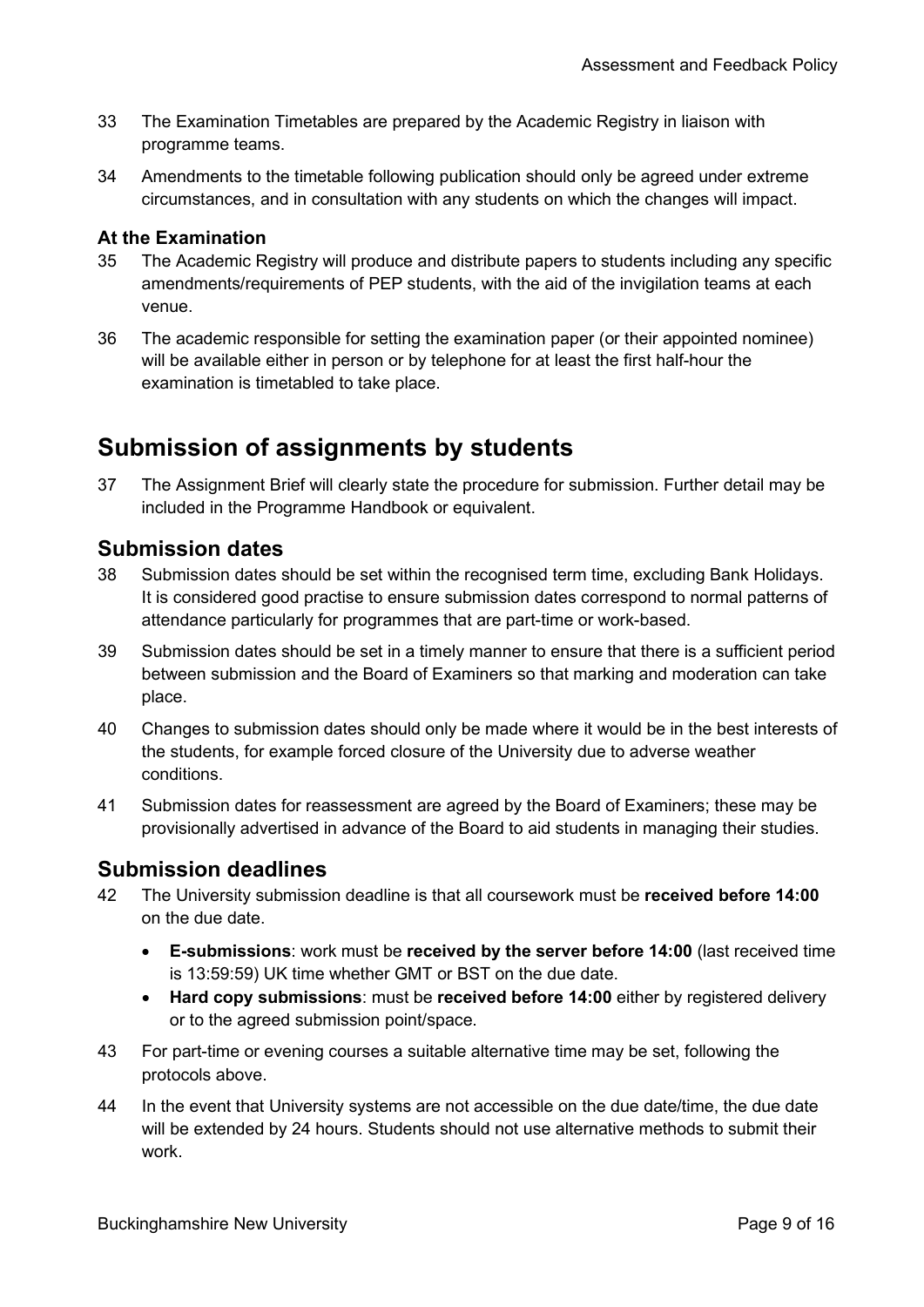33 The Examination Timetables are prepared by the Academic Registry in liaison with programme teams.

34 Amendments to the timetable following publication should only be agreed under extreme circumstances, and in consultation with any students on which the changes will impact.

### At the Examination

35 The Academic Registry will produce and distribute papers to students including any specific amendments/requirements of PEP students, with the aid of the invigilation teams at each venue.

36 The academic responsible for setting the examination paper (or their appointed nominee) will be available either in person or by telephone for at least the first half-hour the examination is timetabled to take place.

# Submission of assignments by students

37 The Assignment Brief will clearly state the procedure for submission. Further detail may be included in the Programme Handbook or equivalent.

## Submission dates

38 Submission dates should be set within the recognised term time, excluding Bank Holidays. It is considered good practise to ensure submission dates correspond to normal patterns of attendance particularly for programmes that are part-time or work-based.

39 Submission dates should be set in a timely manner to ensure that there is a sufficient period between submission and the Board of Examiners so that marking and moderation can take place.

40 Changes to submission dates should only be made where it would be in the best interests of the students, for example forced closure of the University due to adverse weather conditions.

41 Submission dates for reassessment are agreed by the Board of Examiners; these may be provisionally advertised in advance of the Board to aid students in managing their studies.

## Submission deadlines

42 The University submission deadline is that all coursework must be **received before 14:00** on the due date.

- **E-submissions**: work must be **received by the server before 14:00** (last received time is 13:59:59) UK time whether GMT or BST on the due date.
- **Hard copy submissions**: must be **received before 14:00** either by registered delivery or to the agreed submission point/space.

43 For part-time or evening courses a suitable alternative time may be set, following the protocols above.

44 In the event that University systems are not accessible on the due date/time, the due date will be extended by 24 hours. Students should not use alternative methods to submit their work.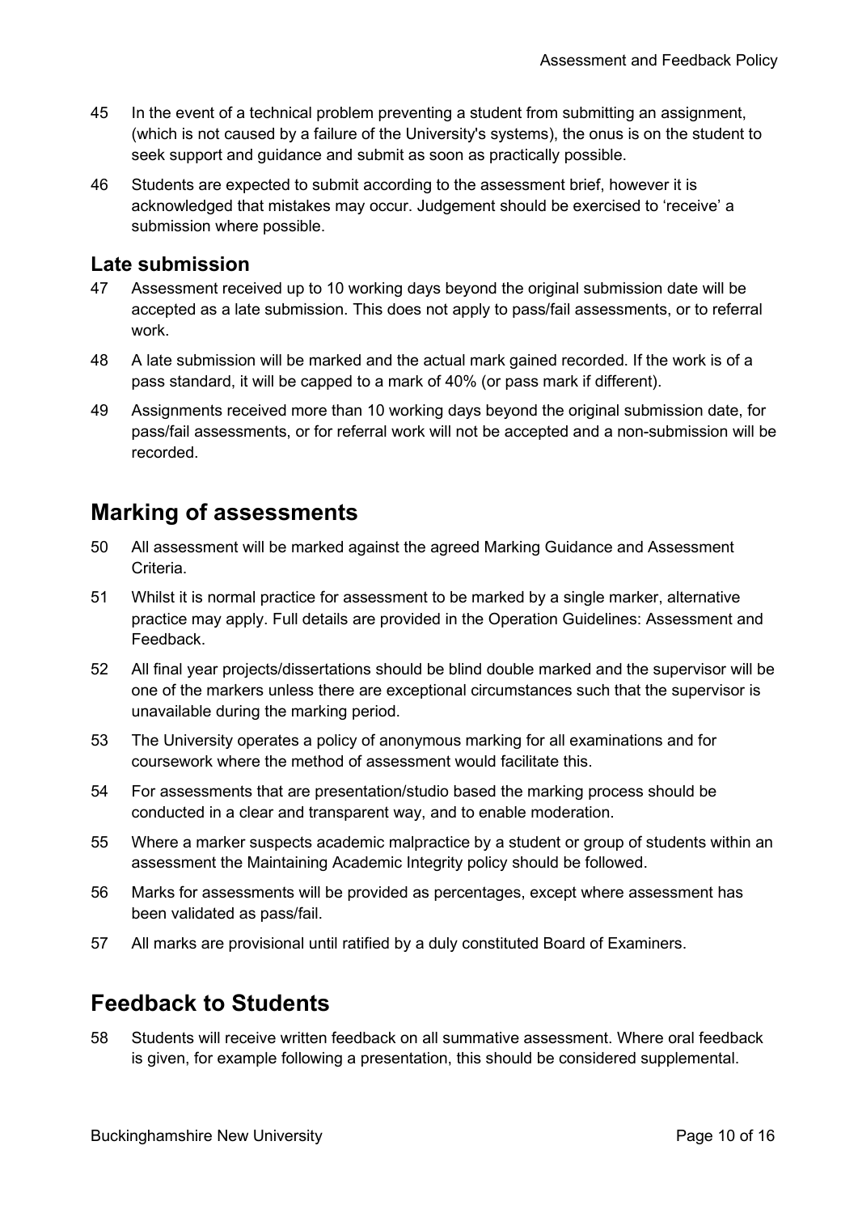45 In the event of a technical problem preventing a student from submitting an assignment, (which is not caused by a failure of the University's systems), the onus is on the student to seek support and guidance and submit as soon as practically possible.

46 Students are expected to submit according to the assessment brief, however it is acknowledged that mistakes may occur. Judgement should be exercised to 'receive' a submission where possible.

### Late submission

47 Assessment received up to 10 working days beyond the original submission date will be accepted as a late submission. This does not apply to pass/fail assessments, or to referral work.

48 A late submission will be marked and the actual mark gained recorded. If the work is of a pass standard, it will be capped to a mark of 40% (or pass mark if different).

49 Assignments received more than 10 working days beyond the original submission date, for pass/fail assessments, or for referral work will not be accepted and a non-submission will be recorded.

## Marking of assessments

50 All assessment will be marked against the agreed Marking Guidance and Assessment Criteria.

51 Whilst it is normal practice for assessment to be marked by a single marker, alternative practice may apply. Full details are provided in the Operation Guidelines: Assessment and Feedback.

52 All final year projects/dissertations should be blind double marked and the supervisor will be one of the markers unless there are exceptional circumstances such that the supervisor is unavailable during the marking period.

53 The University operates a policy of anonymous marking for all examinations and for coursework where the method of assessment would facilitate this.

54 For assessments that are presentation/studio based the marking process should be conducted in a clear and transparent way, and to enable moderation.

55 Where a marker suspects academic malpractice by a student or group of students within an assessment the Maintaining Academic Integrity policy should be followed.

56 Marks for assessments will be provided as percentages, except where assessment has been validated as pass/fail.

57 All marks are provisional until ratified by a duly constituted Board of Examiners.

## Feedback to Students

58 Students will receive written feedback on all summative assessment. Where oral feedback is given, for example following a presentation, this should be considered supplemental.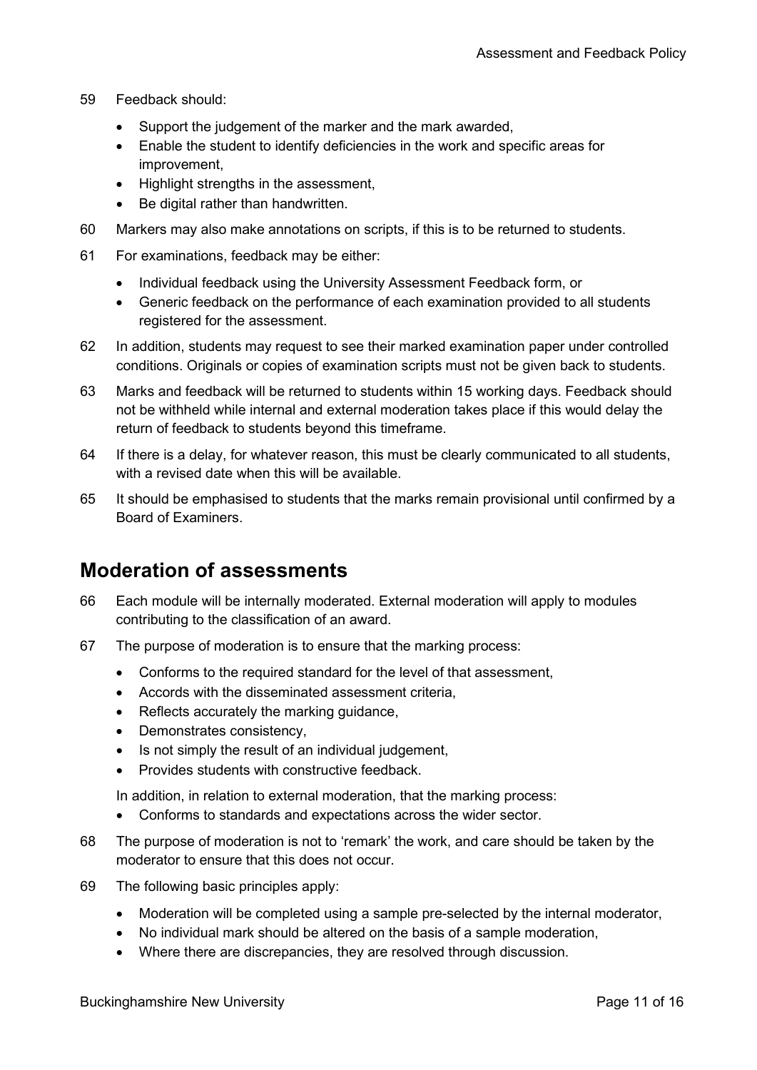59 Feedback should:

- Support the judgement of the marker and the mark awarded,
- Enable the student to identify deficiencies in the work and specific areas for improvement,
- Highlight strengths in the assessment,
- Be digital rather than handwritten.

60 Markers may also make annotations on scripts, if this is to be returned to students.

61 For examinations, feedback may be either:

- Individual feedback using the University Assessment Feedback form, or
- Generic feedback on the performance of each examination provided to all students registered for the assessment.

62 In addition, students may request to see their marked examination paper under controlled conditions. Originals or copies of examination scripts must not be given back to students.

63 Marks and feedback will be returned to students within 15 working days. Feedback should not be withheld while internal and external moderation takes place if this would delay the return of feedback to students beyond this timeframe.

64 If there is a delay, for whatever reason, this must be clearly communicated to all students, with a revised date when this will be available.

65 It should be emphasised to students that the marks remain provisional until confirmed by a Board of Examiners.

## Moderation of assessments

66 Each module will be internally moderated. External moderation will apply to modules contributing to the classification of an award.

67 The purpose of moderation is to ensure that the marking process:

- Conforms to the required standard for the level of that assessment,
- Accords with the disseminated assessment criteria,
- Reflects accurately the marking guidance,
- Demonstrates consistency,
- Is not simply the result of an individual judgement,
- Provides students with constructive feedback.

In addition, in relation to external moderation, that the marking process:

- Conforms to standards and expectations across the wider sector.

68 The purpose of moderation is not to 'remark' the work, and care should be taken by the moderator to ensure that this does not occur.

69 The following basic principles apply:

- Moderation will be completed using a sample pre-selected by the internal moderator,
- No individual mark should be altered on the basis of a sample moderation,
- Where there are discrepancies, they are resolved through discussion.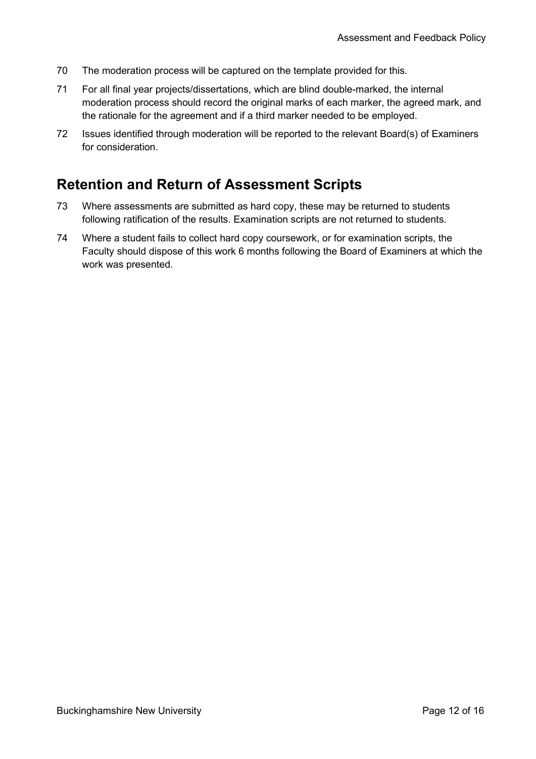70 The moderation process will be captured on the template provided for this.

71 For all final year projects/dissertations, which are blind double-marked, the internal moderation process should record the original marks of each marker, the agreed mark, and the rationale for the agreement and if a third marker needed to be employed.

72 Issues identified through moderation will be reported to the relevant Board(s) of Examiners for consideration.

## Retention and Return of Assessment Scripts

73 Where assessments are submitted as hard copy, these may be returned to students following ratification of the results. Examination scripts are not returned to students.

74 Where a student fails to collect hard copy coursework, or for examination scripts, the Faculty should dispose of this work 6 months following the Board of Examiners at which the work was presented.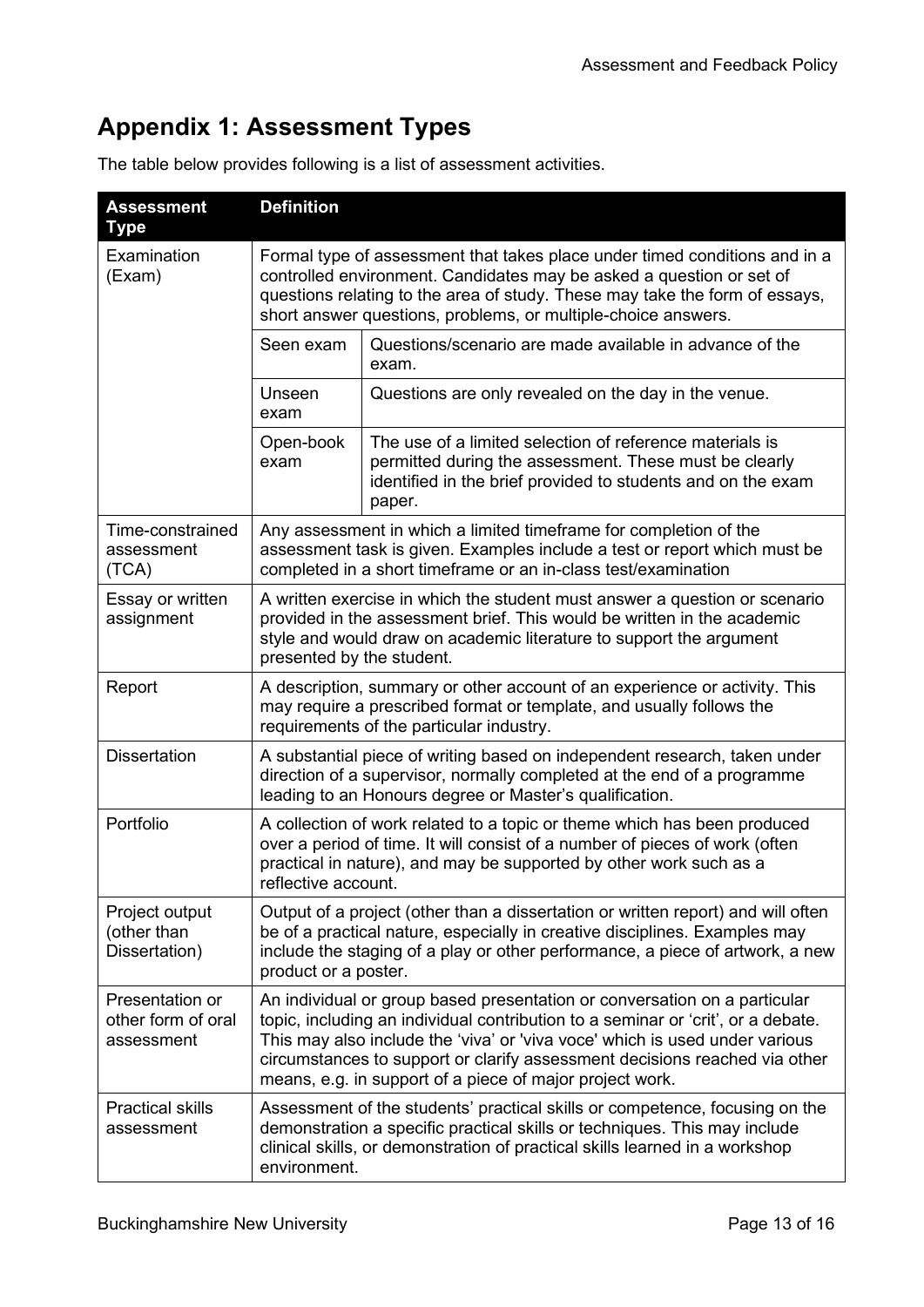## Appendix 1: Assessment Types

The table below provides following is a list of assessment activities.

| Assessment Type | Definition | |
|---|---|---|
| Examination (Exam) | Formal type of assessment that takes place under timed conditions and in a controlled environment. Candidates may be asked a question or set of questions relating to the area of study. These may take the form of essays, short answer questions, problems, or multiple-choice answers. | |
| | Seen exam | Questions/scenario are made available in advance of the exam. |
| | Unseen exam | Questions are only revealed on the day in the venue. |
| | Open-book exam | The use of a limited selection of reference materials is permitted during the assessment. These must be clearly identified in the brief provided to students and on the exam paper. |
| Time-constrained assessment (TCA) | Any assessment in which a limited timeframe for completion of the assessment task is given. Examples include a test or report which must be completed in a short timeframe or an in-class test/examination | |
| Essay or written assignment | A written exercise in which the student must answer a question or scenario provided in the assessment brief. This would be written in the academic style and would draw on academic literature to support the argument presented by the student. | |
| Report | A description, summary or other account of an experience or activity. This may require a prescribed format or template, and usually follows the requirements of the particular industry. | |
| Dissertation | A substantial piece of writing based on independent research, taken under direction of a supervisor, normally completed at the end of a programme leading to an Honours degree or Master's qualification. | |
| Portfolio | A collection of work related to a topic or theme which has been produced over a period of time. It will consist of a number of pieces of work (often practical in nature), and may be supported by other work such as a reflective account. | |
| Project output (other than Dissertation) | Output of a project (other than a dissertation or written report) and will often be of a practical nature, especially in creative disciplines. Examples may include the staging of a play or other performance, a piece of artwork, a new product or a poster. | |
| Presentation or other form of oral assessment | An individual or group based presentation or conversation on a particular topic, including an individual contribution to a seminar or 'crit', or a debate. This may also include the 'viva' or 'viva voce' which is used under various circumstances to support or clarify assessment decisions reached via other means, e.g. in support of a piece of major project work. | |
| Practical skills assessment | Assessment of the students' practical skills or competence, focusing on the demonstration a specific practical skills or techniques. This may include clinical skills, or demonstration of practical skills learned in a workshop environment. | |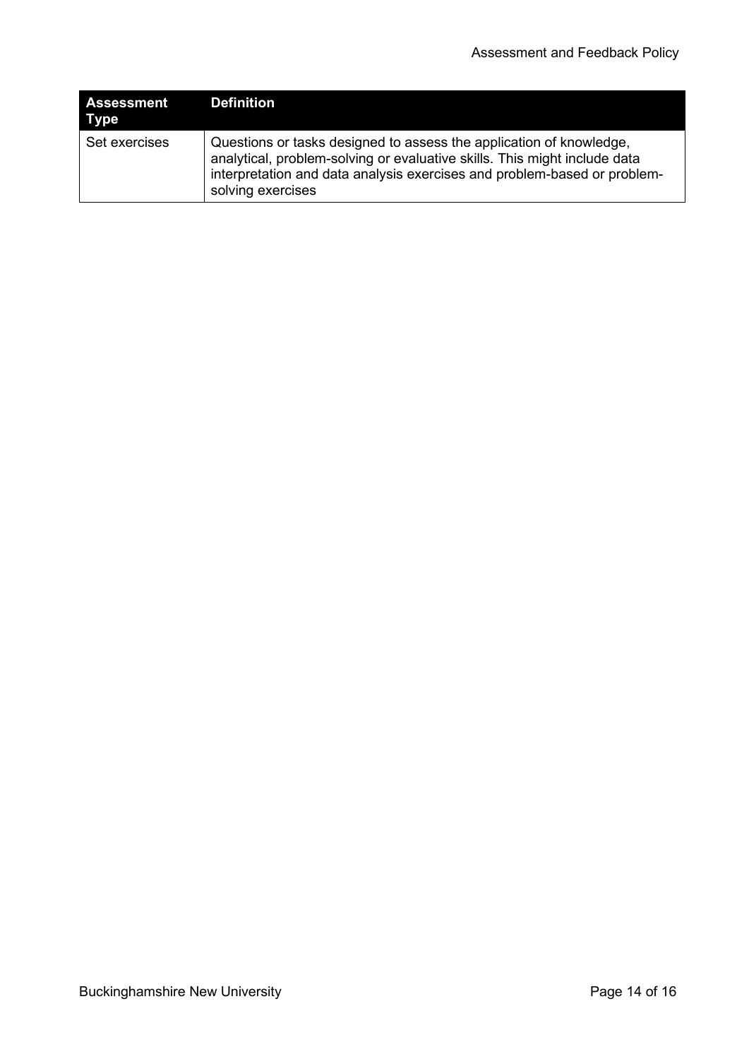| Assessment Type | Definition |
| --- | --- |
| Set exercises | Questions or tasks designed to assess the application of knowledge, analytical, problem-solving or evaluative skills. This might include data interpretation and data analysis exercises and problem-based or problem-solving exercises |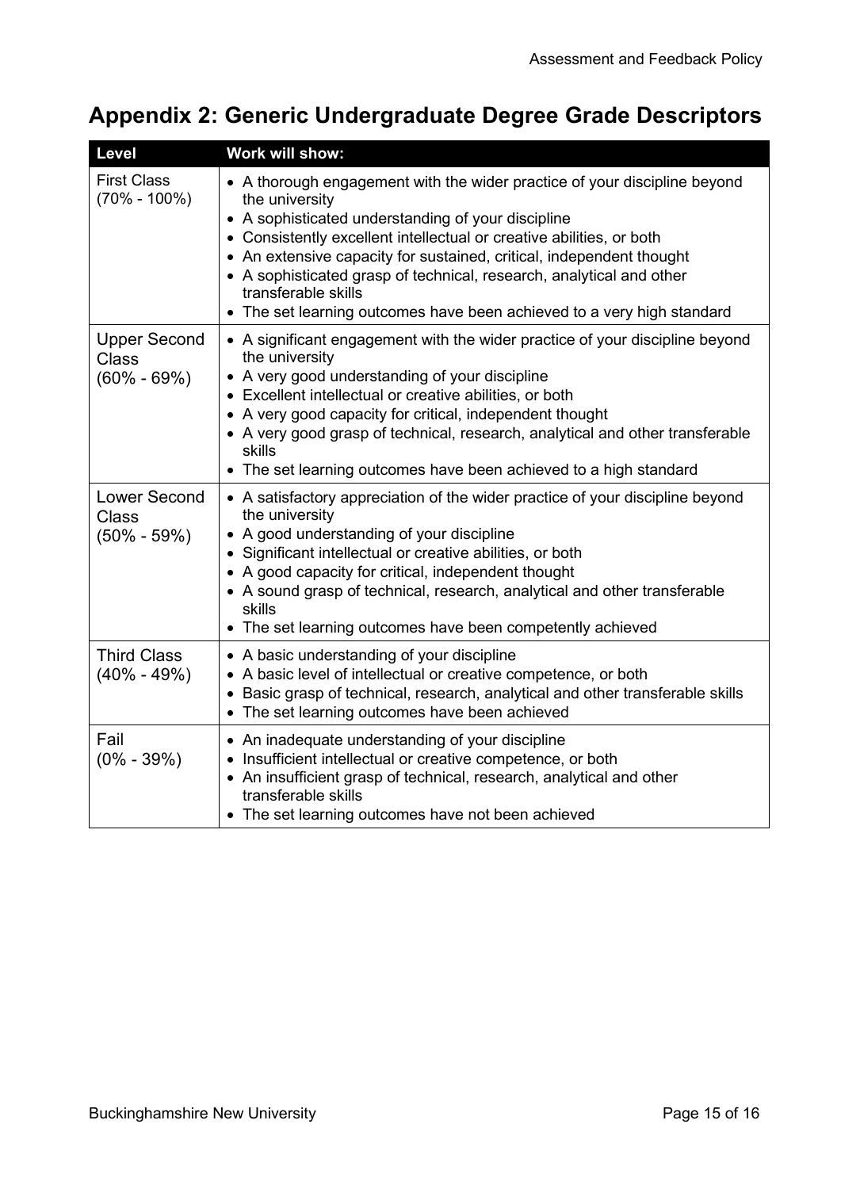## Appendix 2: Generic Undergraduate Degree Grade Descriptors

| Level | Work will show: |
|---|---|
| First Class (70% - 100%) | • A thorough engagement with the wider practice of your discipline beyond the university<br>• A sophisticated understanding of your discipline<br>• Consistently excellent intellectual or creative abilities, or both<br>• An extensive capacity for sustained, critical, independent thought<br>• A sophisticated grasp of technical, research, analytical and other transferable skills<br>• The set learning outcomes have been achieved to a very high standard |
| Upper Second Class (60% - 69%) | • A significant engagement with the wider practice of your discipline beyond the university<br>• A very good understanding of your discipline<br>• Excellent intellectual or creative abilities, or both<br>• A very good capacity for critical, independent thought<br>• A very good grasp of technical, research, analytical and other transferable skills<br>• The set learning outcomes have been achieved to a high standard |
| Lower Second Class (50% - 59%) | • A satisfactory appreciation of the wider practice of your discipline beyond the university<br>• A good understanding of your discipline<br>• Significant intellectual or creative abilities, or both<br>• A good capacity for critical, independent thought<br>• A sound grasp of technical, research, analytical and other transferable skills<br>• The set learning outcomes have been competently achieved |
| Third Class (40% - 49%) | • A basic understanding of your discipline<br>• A basic level of intellectual or creative competence, or both<br>• Basic grasp of technical, research, analytical and other transferable skills<br>• The set learning outcomes have been achieved |
| Fail (0% - 39%) | • An inadequate understanding of your discipline<br>• Insufficient intellectual or creative competence, or both<br>• An insufficient grasp of technical, research, analytical and other transferable skills<br>• The set learning outcomes have not been achieved |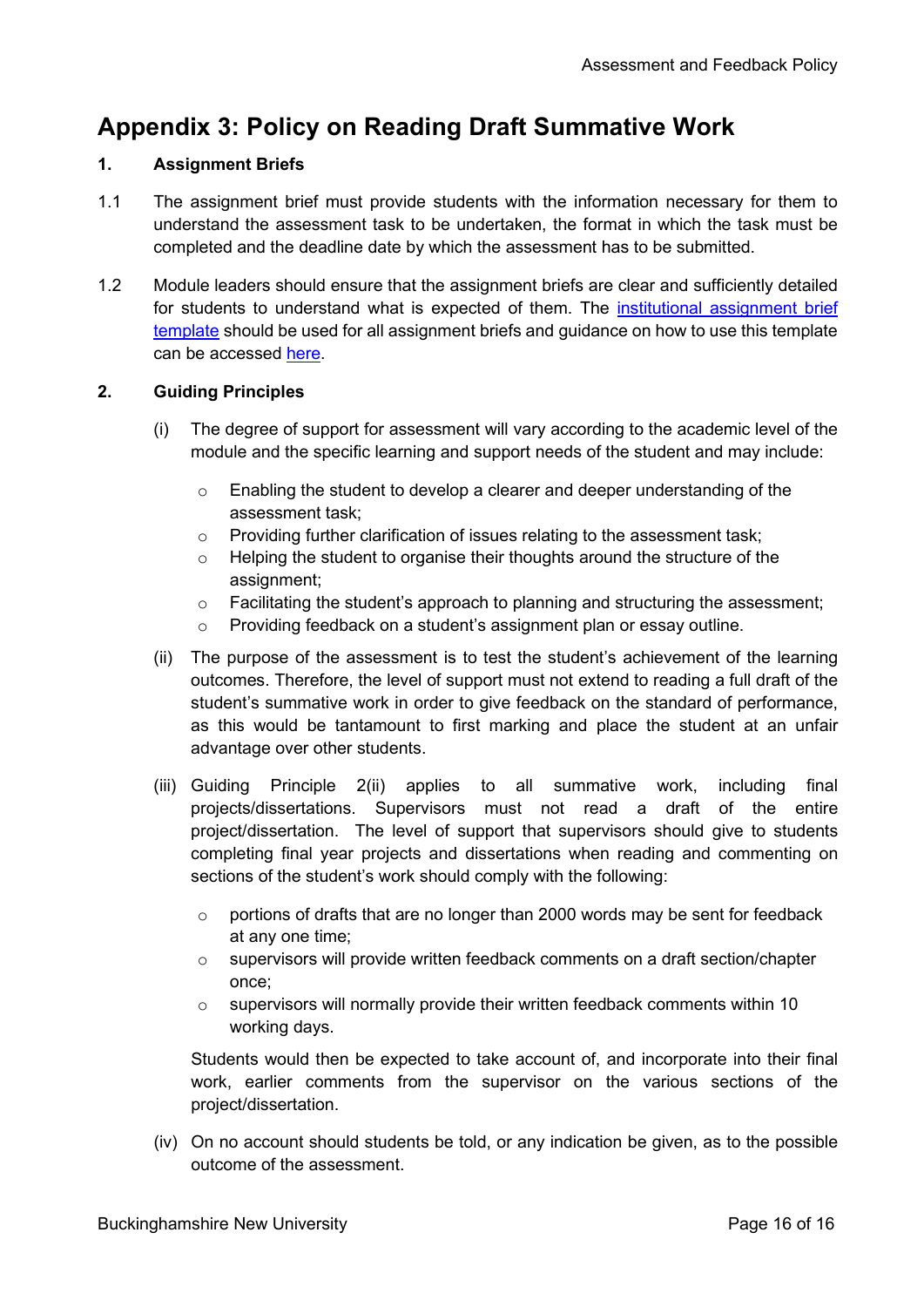# Appendix 3: Policy on Reading Draft Summative Work

## 1. Assignment Briefs

1.1 The assignment brief must provide students with the information necessary for them to understand the assessment task to be undertaken, the format in which the task must be completed and the deadline date by which the assessment has to be submitted.

1.2 Module leaders should ensure that the assignment briefs are clear and sufficiently detailed for students to understand what is expected of them. The institutional assignment brief template should be used for all assignment briefs and guidance on how to use this template can be accessed here.

## 2. Guiding Principles

(i) The degree of support for assessment will vary according to the academic level of the module and the specific learning and support needs of the student and may include:

- Enabling the student to develop a clearer and deeper understanding of the assessment task;
- Providing further clarification of issues relating to the assessment task;
- Helping the student to organise their thoughts around the structure of the assignment;
- Facilitating the student's approach to planning and structuring the assessment;
- Providing feedback on a student's assignment plan or essay outline.

(ii) The purpose of the assessment is to test the student's achievement of the learning outcomes. Therefore, the level of support must not extend to reading a full draft of the student's summative work in order to give feedback on the standard of performance, as this would be tantamount to first marking and place the student at an unfair advantage over other students.

(iii) Guiding Principle 2(ii) applies to all summative work, including final projects/dissertations. Supervisors must not read a draft of the entire project/dissertation. The level of support that supervisors should give to students completing final year projects and dissertations when reading and commenting on sections of the student's work should comply with the following:

- portions of drafts that are no longer than 2000 words may be sent for feedback at any one time;
- supervisors will provide written feedback comments on a draft section/chapter once;
- supervisors will normally provide their written feedback comments within 10 working days.

Students would then be expected to take account of, and incorporate into their final work, earlier comments from the supervisor on the various sections of the project/dissertation.

(iv) On no account should students be told, or any indication be given, as to the possible outcome of the assessment.